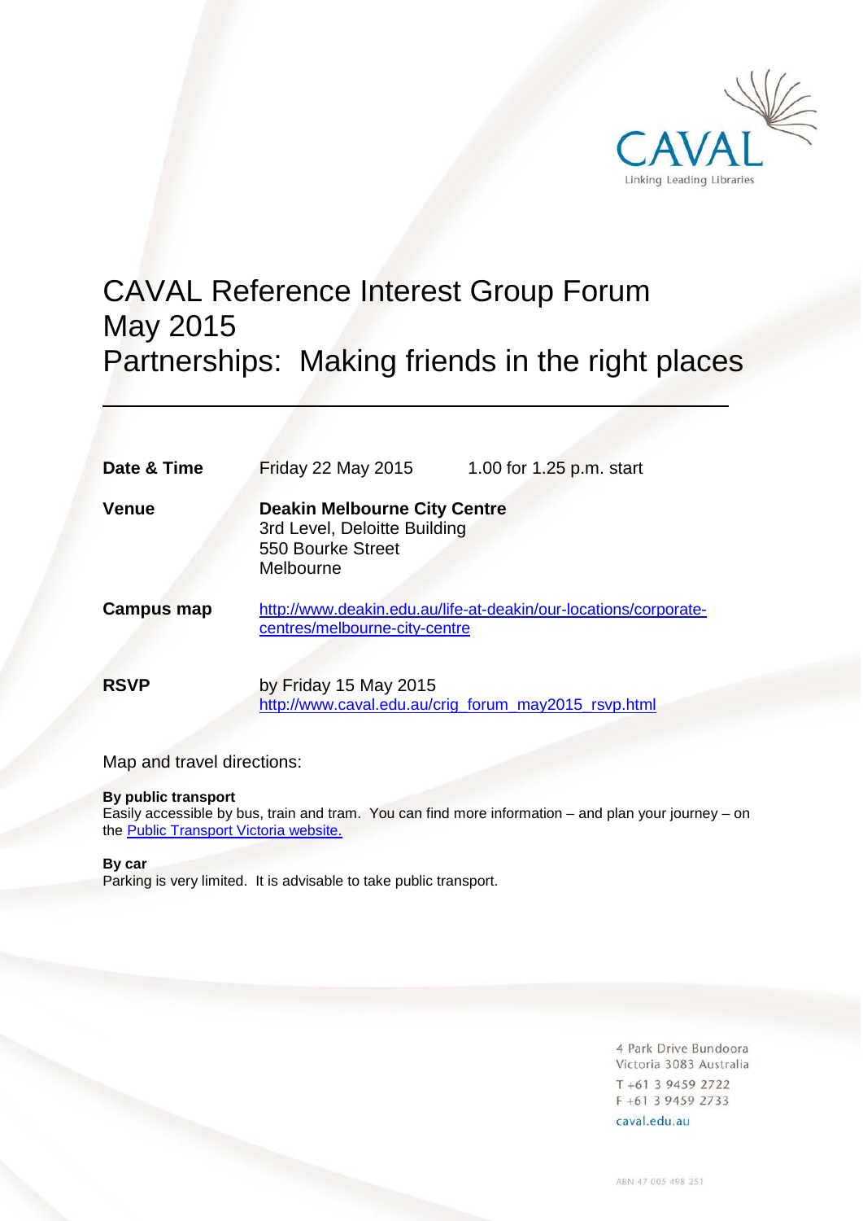CAVAL

Linking Leading Libraries

# CAVAL Reference Interest Group Forum May 2015 Partnerships: Making friends in the right places

---

| | | |
|---|---|---|
| **Date & Time** | Friday 22 May 2015 | 1.00 for 1.25 p.m. start |
| **Venue** | **Deakin Melbourne City Centre**<br>3rd Level, Deloitte Building<br>550 Bourke Street<br>Melbourne | |
| **Campus map** | http://www.deakin.edu.au/life-at-deakin/our-locations/corporate-centres/melbourne-city-centre | |
| **RSVP** | by Friday 15 May 2015<br>http://www.caval.edu.au/crig_forum_may2015_rsvp.html | |

Map and travel directions:

**By public transport**
Easily accessible by bus, train and tram. You can find more information – and plan your journey – on the Public Transport Victoria website.

**By car**
Parking is very limited. It is advisable to take public transport.

4 Park Drive Bundoora
Victoria 3083 Australia
T +61 3 9459 2722
F +61 3 9459 2733
caval.edu.au

ABN 47 005 498 251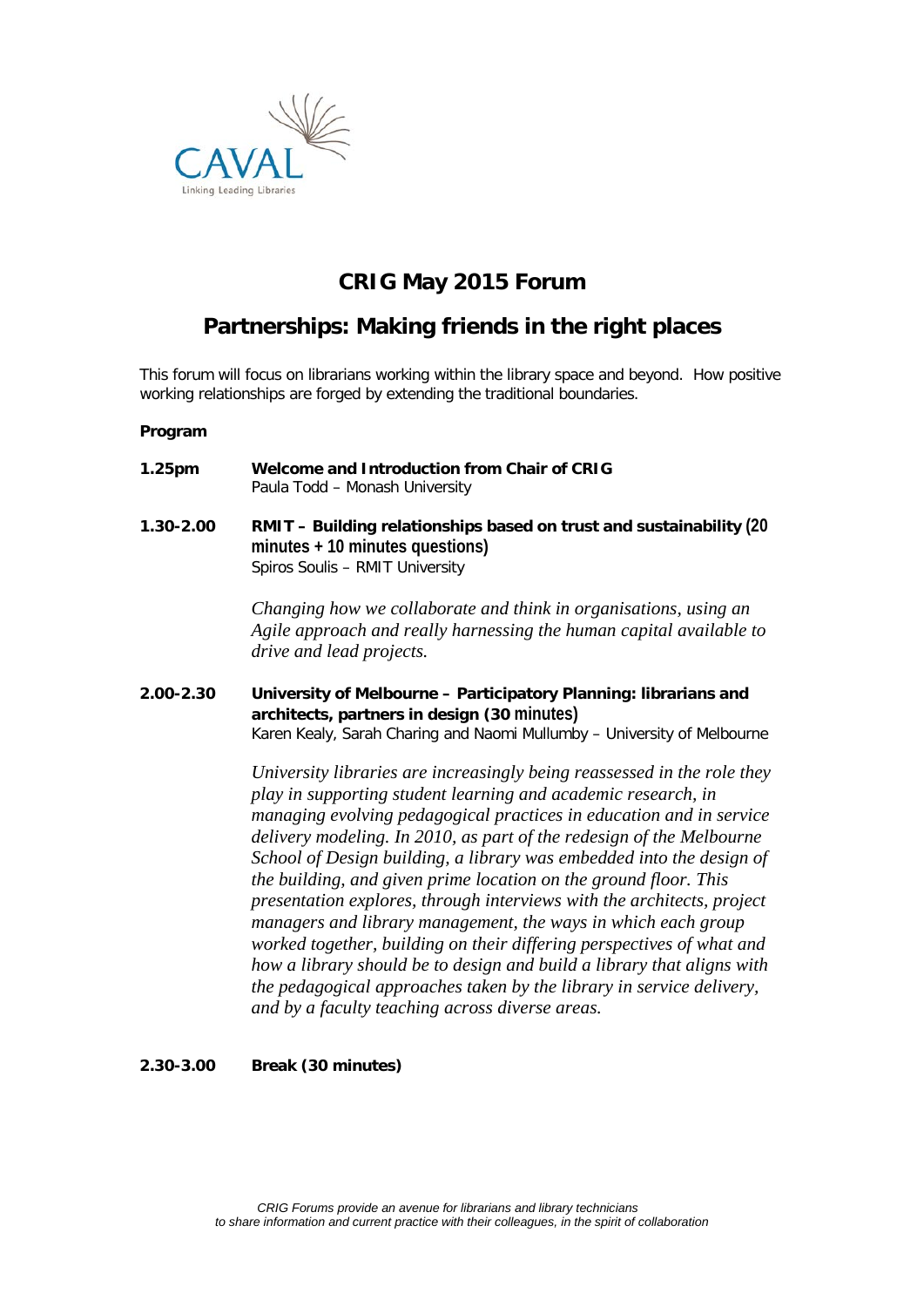# CRIG May 2015 Forum

## Partnerships: Making friends in the right places

This forum will focus on librarians working within the library space and beyond. How positive working relationships are forged by extending the traditional boundaries.

**Program**

**1.25pm** **Welcome and Introduction from Chair of CRIG**
Paula Todd – Monash University

**1.30-2.00** **RMIT – Building relationships based on trust and sustainability (20 minutes + 10 minutes questions)**
Spiros Soulis – RMIT University

*Changing how we collaborate and think in organisations, using an Agile approach and really harnessing the human capital available to drive and lead projects.*

**2.00-2.30** **University of Melbourne – Participatory Planning: librarians and architects, partners in design (30 minutes)**
Karen Kealy, Sarah Charing and Naomi Mullumby – University of Melbourne

*University libraries are increasingly being reassessed in the role they play in supporting student learning and academic research, in managing evolving pedagogical practices in education and in service delivery modeling. In 2010, as part of the redesign of the Melbourne School of Design building, a library was embedded into the design of the building, and given prime location on the ground floor. This presentation explores, through interviews with the architects, project managers and library management, the ways in which each group worked together, building on their differing perspectives of what and how a library should be to design and build a library that aligns with the pedagogical approaches taken by the library in service delivery, and by a faculty teaching across diverse areas.*

**2.30-3.00** **Break (30 minutes)**

*CRIG Forums provide an avenue for librarians and library technicians to share information and current practice with their colleagues, in the spirit of collaboration*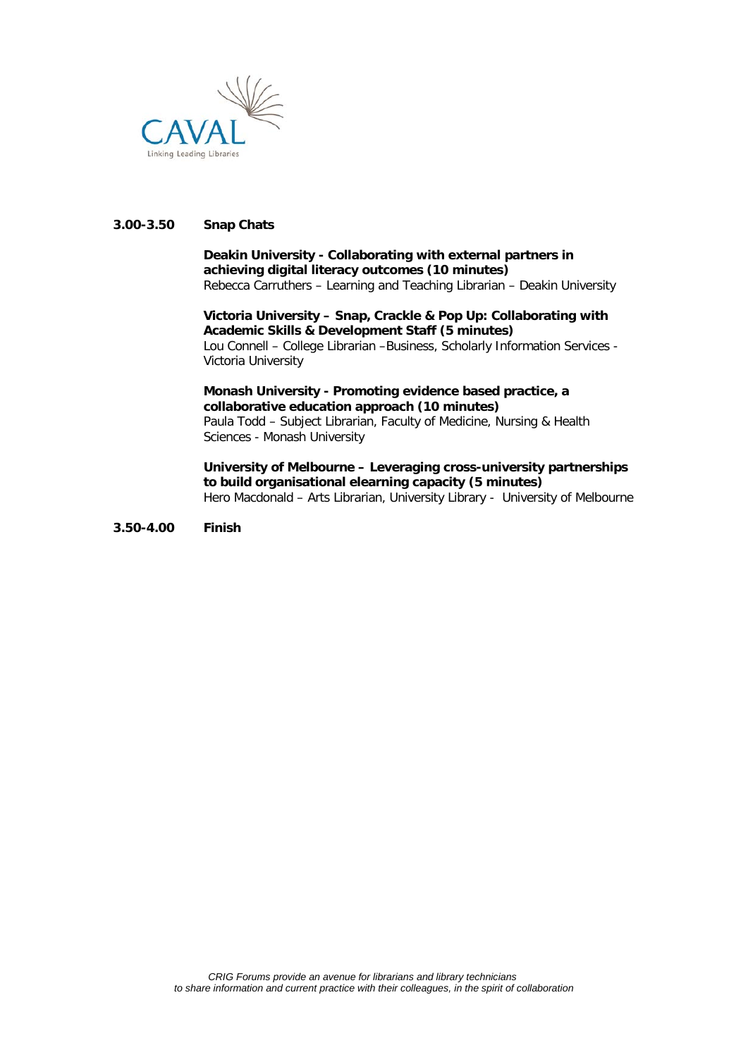CAVAL

Linking Leading Libraries

**3.00-3.50 Snap Chats**

**Deakin University - Collaborating with external partners in achieving digital literacy outcomes (10 minutes)**
Rebecca Carruthers – Learning and Teaching Librarian – Deakin University

**Victoria University – Snap, Crackle & Pop Up: Collaborating with Academic Skills & Development Staff (5 minutes)**
Lou Connell – College Librarian –Business, Scholarly Information Services - Victoria University

**Monash University - Promoting evidence based practice, a collaborative education approach (10 minutes)**
Paula Todd – Subject Librarian, Faculty of Medicine, Nursing & Health Sciences - Monash University

**University of Melbourne – Leveraging cross-university partnerships to build organisational elearning capacity (5 minutes)**
Hero Macdonald – Arts Librarian, University Library - University of Melbourne

**3.50-4.00 Finish**

*CRIG Forums provide an avenue for librarians and library technicians to share information and current practice with their colleagues, in the spirit of collaboration*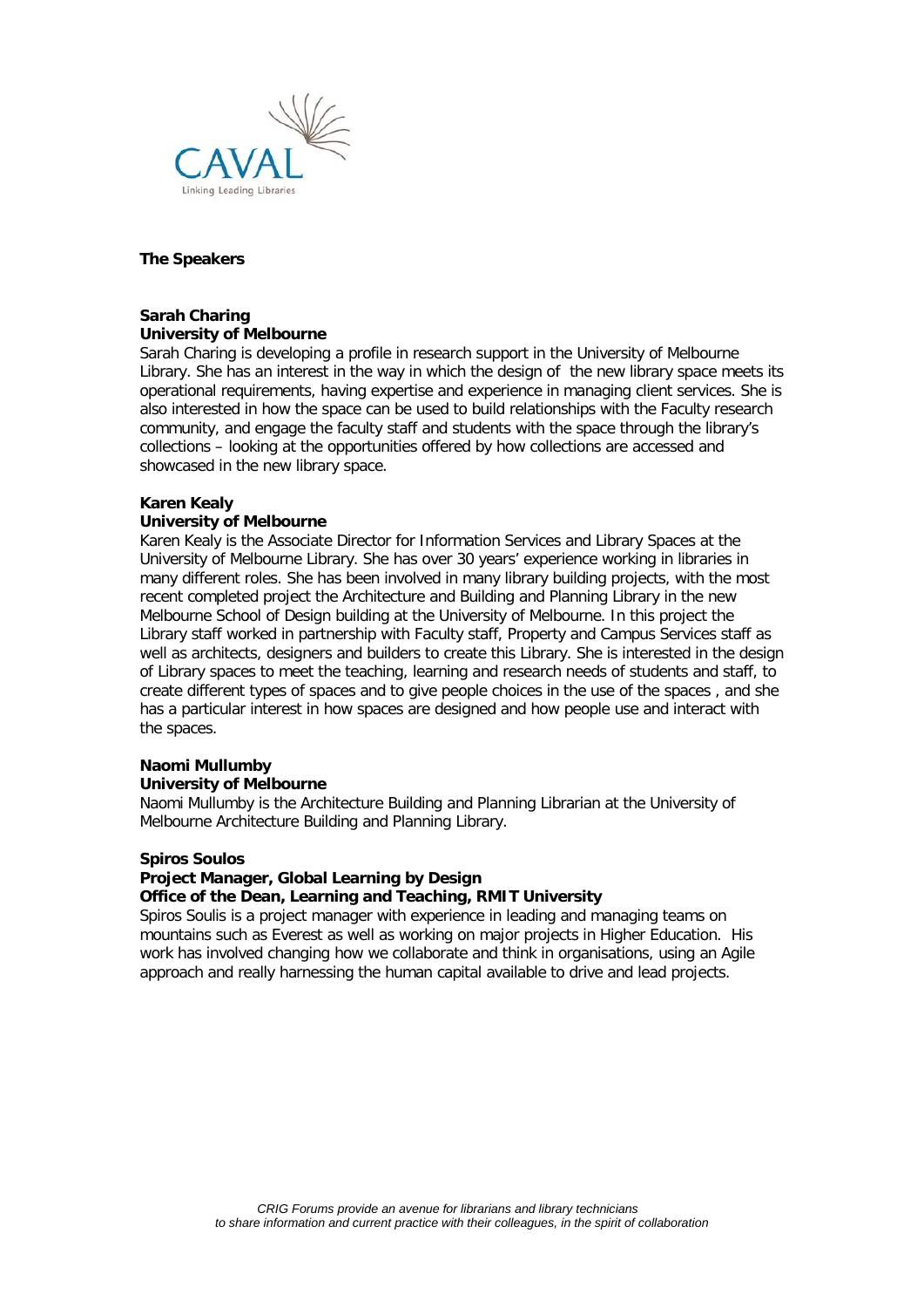CAVAL

Linking Leading Libraries

**The Speakers**

**Sarah Charing**
**University of Melbourne**

Sarah Charing is developing a profile in research support in the University of Melbourne Library. She has an interest in the way in which the design of the new library space meets its operational requirements, having expertise and experience in managing client services. She is also interested in how the space can be used to build relationships with the Faculty research community, and engage the faculty staff and students with the space through the library's collections – looking at the opportunities offered by how collections are accessed and showcased in the new library space.

**Karen Kealy**
**University of Melbourne**

Karen Kealy is the Associate Director for Information Services and Library Spaces at the University of Melbourne Library. She has over 30 years' experience working in libraries in many different roles. She has been involved in many library building projects, with the most recent completed project the Architecture and Building and Planning Library in the new Melbourne School of Design building at the University of Melbourne. In this project the Library staff worked in partnership with Faculty staff, Property and Campus Services staff as well as architects, designers and builders to create this Library. She is interested in the design of Library spaces to meet the teaching, learning and research needs of students and staff, to create different types of spaces and to give people choices in the use of the spaces , and she has a particular interest in how spaces are designed and how people use and interact with the spaces.

**Naomi Mullumby**
**University of Melbourne**

Naomi Mullumby is the Architecture Building and Planning Librarian at the University of Melbourne Architecture Building and Planning Library.

**Spiros Soulos**
**Project Manager, Global Learning by Design**
**Office of the Dean, Learning and Teaching, RMIT University**

Spiros Soulis is a project manager with experience in leading and managing teams on mountains such as Everest as well as working on major projects in Higher Education. His work has involved changing how we collaborate and think in organisations, using an Agile approach and really harnessing the human capital available to drive and lead projects.

*CRIG Forums provide an avenue for librarians and library technicians to share information and current practice with their colleagues, in the spirit of collaboration*